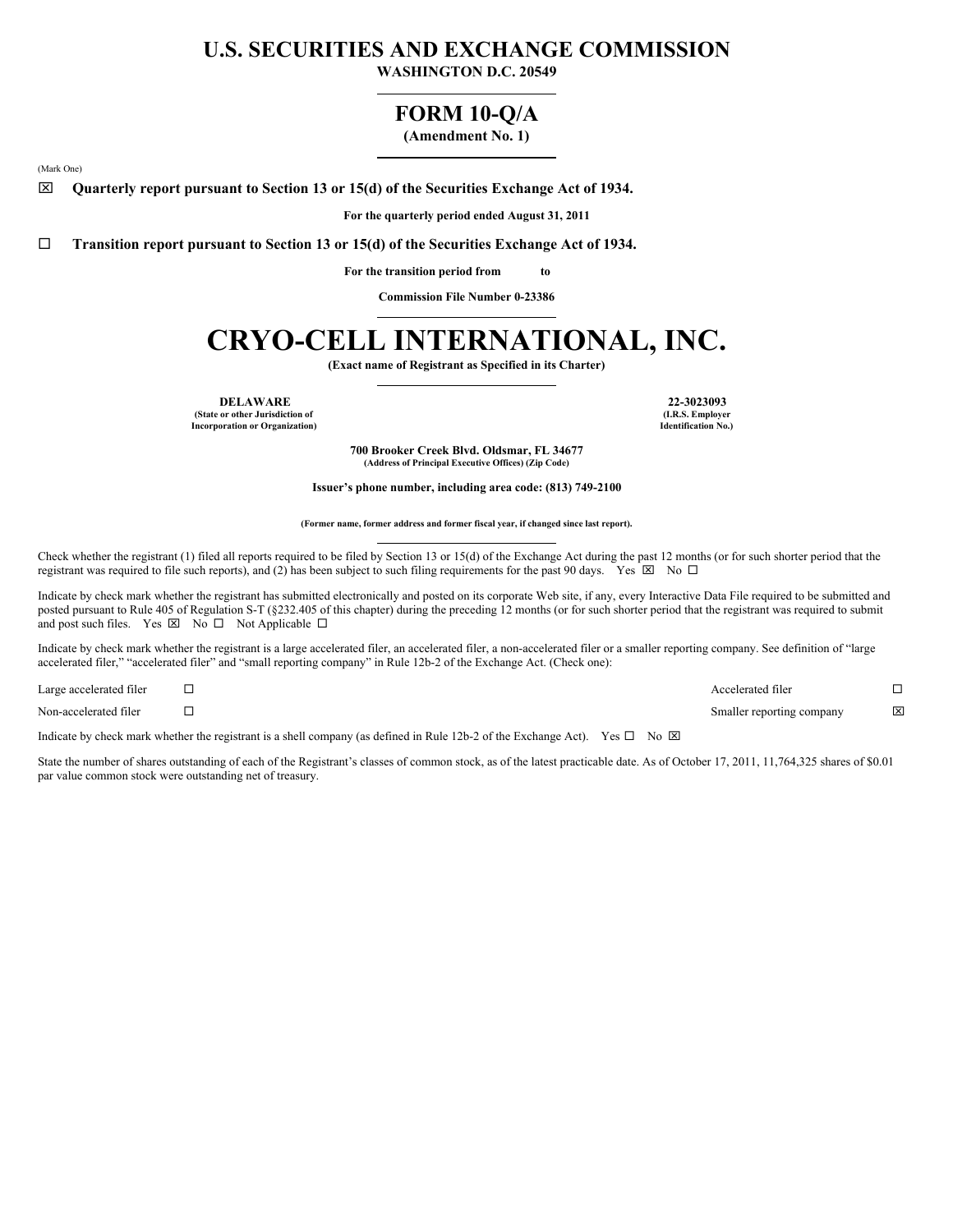# U.S. SECURITIES AND EXCHANGE COMMISSION

**WASHINGTON D.C. 20549**

## FORM 10-Q/A

**(Amendment No. 1)**

(Mark One)

☒ **Quarterly report pursuant to Section 13 or 15(d) of the Securities Exchange Act of 1934.**

**For the quarterly period ended August 31, 2011**

☐ **Transition report pursuant to Section 13 or 15(d) of the Securities Exchange Act of 1934.**

**For the transition period from to**

**Commission File Number 0-23386**

# CRYO-CELL INTERNATIONAL, INC.

**(Exact name of Registrant as Specified in its Charter)**

| **DELAWARE** | **22-3023093** |
|---|---|
| **(State or other Jurisdiction of Incorporation or Organization)** | **(I.R.S. Employer Identification No.)** |

**700 Brooker Creek Blvd. Oldsmar, FL 34677**
**(Address of Principal Executive Offices) (Zip Code)**

**Issuer's phone number, including area code: (813) 749-2100**

**(Former name, former address and former fiscal year, if changed since last report).**

Check whether the registrant (1) filed all reports required to be filed by Section 13 or 15(d) of the Exchange Act during the past 12 months (or for such shorter period that the registrant was required to file such reports), and (2) has been subject to such filing requirements for the past 90 days. Yes ☒ No ☐

Indicate by check mark whether the registrant has submitted electronically and posted on its corporate Web site, if any, every Interactive Data File required to be submitted and posted pursuant to Rule 405 of Regulation S-T (§232.405 of this chapter) during the preceding 12 months (or for such shorter period that the registrant was required to submit and post such files. Yes ☒ No ☐ Not Applicable ☐

Indicate by check mark whether the registrant is a large accelerated filer, an accelerated filer, a non-accelerated filer or a smaller reporting company. See definition of "large accelerated filer," "accelerated filer" and "small reporting company" in Rule 12b-2 of the Exchange Act. (Check one):

| | | | |
|---|---|---|---|
| Large accelerated filer | ☐ | Accelerated filer | ☐ |
| Non-accelerated filer | ☐ | Smaller reporting company | ☒ |

Indicate by check mark whether the registrant is a shell company (as defined in Rule 12b-2 of the Exchange Act). Yes ☐ No ☒

State the number of shares outstanding of each of the Registrant's classes of common stock, as of the latest practicable date. As of October 17, 2011, 11,764,325 shares of $0.01 par value common stock were outstanding net of treasury.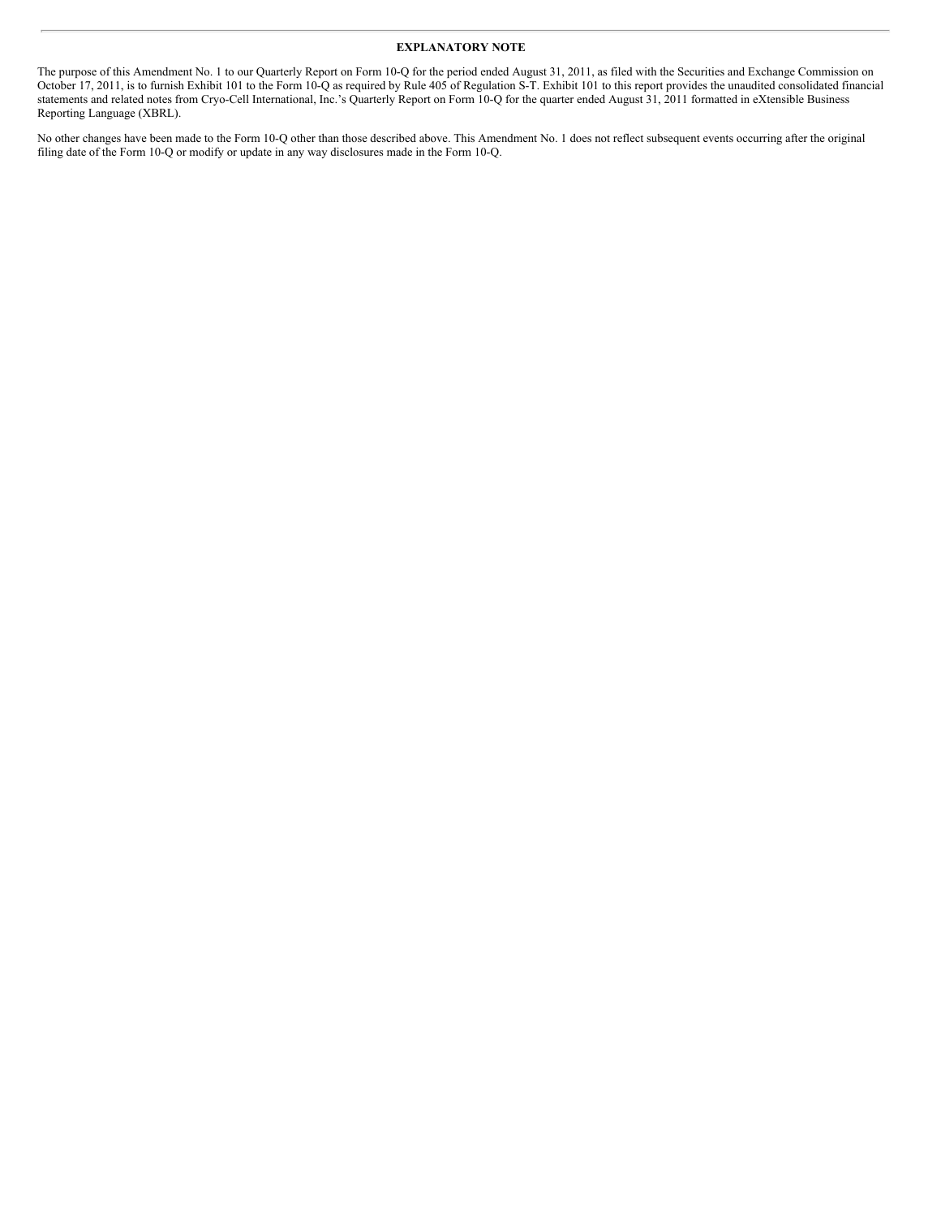## EXPLANATORY NOTE

The purpose of this Amendment No. 1 to our Quarterly Report on Form 10-Q for the period ended August 31, 2011, as filed with the Securities and Exchange Commission on October 17, 2011, is to furnish Exhibit 101 to the Form 10-Q as required by Rule 405 of Regulation S-T. Exhibit 101 to this report provides the unaudited consolidated financial statements and related notes from Cryo-Cell International, Inc.'s Quarterly Report on Form 10-Q for the quarter ended August 31, 2011 formatted in eXtensible Business Reporting Language (XBRL).

No other changes have been made to the Form 10-Q other than those described above. This Amendment No. 1 does not reflect subsequent events occurring after the original filing date of the Form 10-Q or modify or update in any way disclosures made in the Form 10-Q.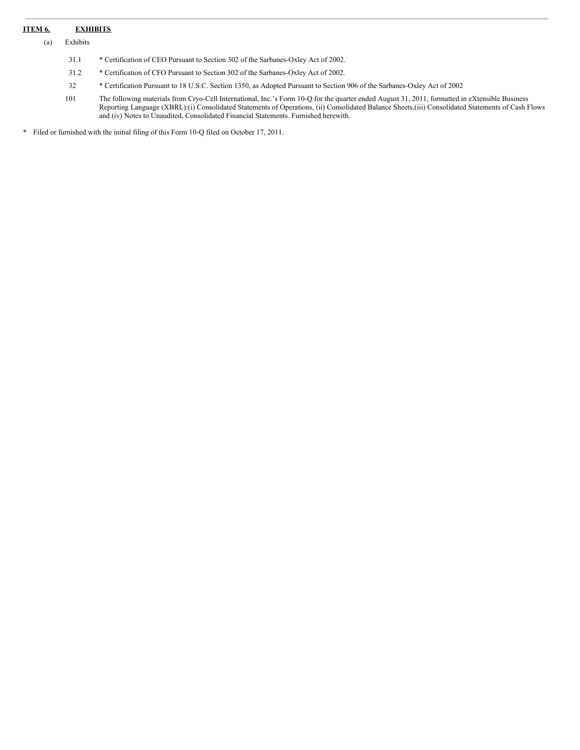## ITEM 6. EXHIBITS

(a) Exhibits

31.1 * Certification of CEO Pursuant to Section 302 of the Sarbanes-Oxley Act of 2002.

31.2 * Certification of CFO Pursuant to Section 302 of the Sarbanes-Oxley Act of 2002.

32 * Certification Pursuant to 18 U.S.C. Section 1350, as Adopted Pursuant to Section 906 of the Sarbanes-Oxley Act of 2002

101 The following materials from Cryo-Cell International, Inc.'s Form 10-Q for the quarter ended August 31, 2011, formatted in eXtensible Business Reporting Language (XBRL):(i) Consolidated Statements of Operations, (ii) Consolidated Balance Sheets,(iii) Consolidated Statements of Cash Flows and (iv) Notes to Unaudited, Consolidated Financial Statements. Furnished herewith.

* Filed or furnished with the initial filing of this Form 10-Q filed on October 17, 2011.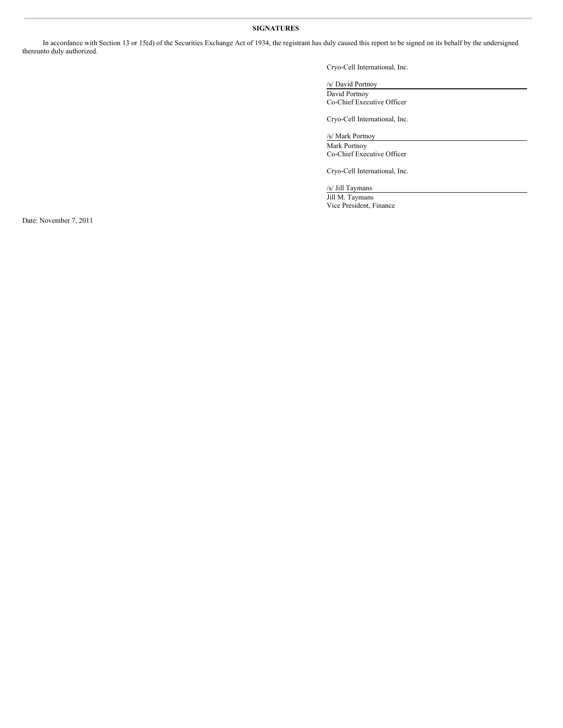**SIGNATURES**

In accordance with Section 13 or 15(d) of the Securities Exchange Act of 1934, the registrant has duly caused this report to be signed on its behalf by the undersigned thereunto duly authorized.

Cryo-Cell International, Inc.

/s/ David Portnoy

David Portnoy
Co-Chief Executive Officer

Cryo-Cell International, Inc.

/s/ Mark Portnoy

Mark Portnoy
Co-Chief Executive Officer

Cryo-Cell International, Inc.

/s/ Jill Taymans

Jill M. Taymans
Vice President, Finance

Date: November 7, 2011